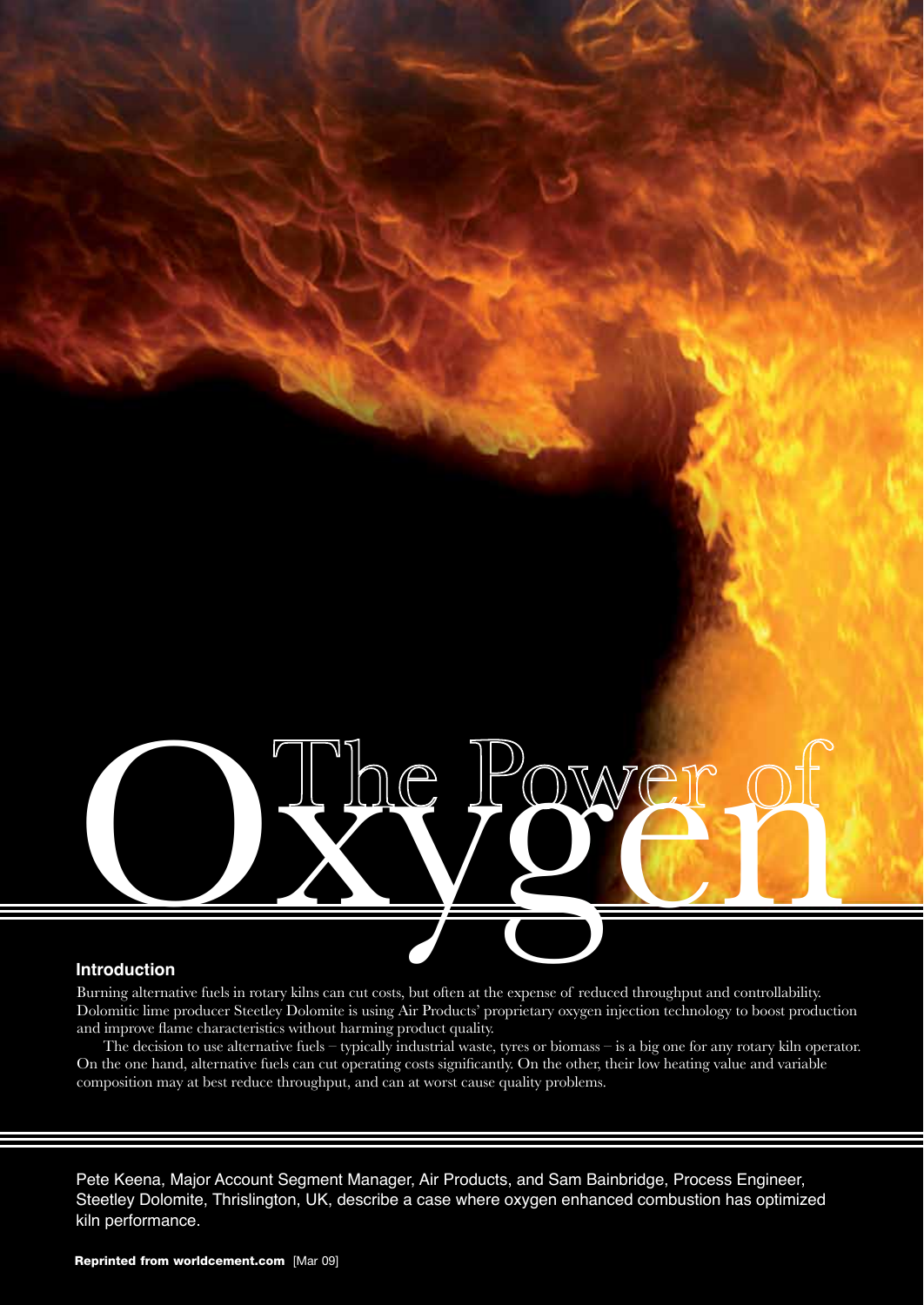# The Power of Oxygen

## Introduction

Burning alternative fuels in rotary kilns can cut costs, but often at the expense of reduced throughput and controllability. Dolomitic lime producer Steetley Dolomite is using Air Products' proprietary oxygen injection technology to boost production and improve flame characteristics without harming product quality.

The decision to use alternative fuels – typically industrial waste, tyres or biomass – is a big one for any rotary kiln operator. On the one hand, alternative fuels can cut operating costs significantly. On the other, their low heating value and variable composition may at best reduce throughput, and can at worst cause quality problems.

Pete Keena, Major Account Segment Manager, Air Products, and Sam Bainbridge, Process Engineer, Steetley Dolomite, Thrislington, UK, describe a case where oxygen enhanced combustion has optimized kiln performance.

**Reprinted from worldcement.com** [Mar 09]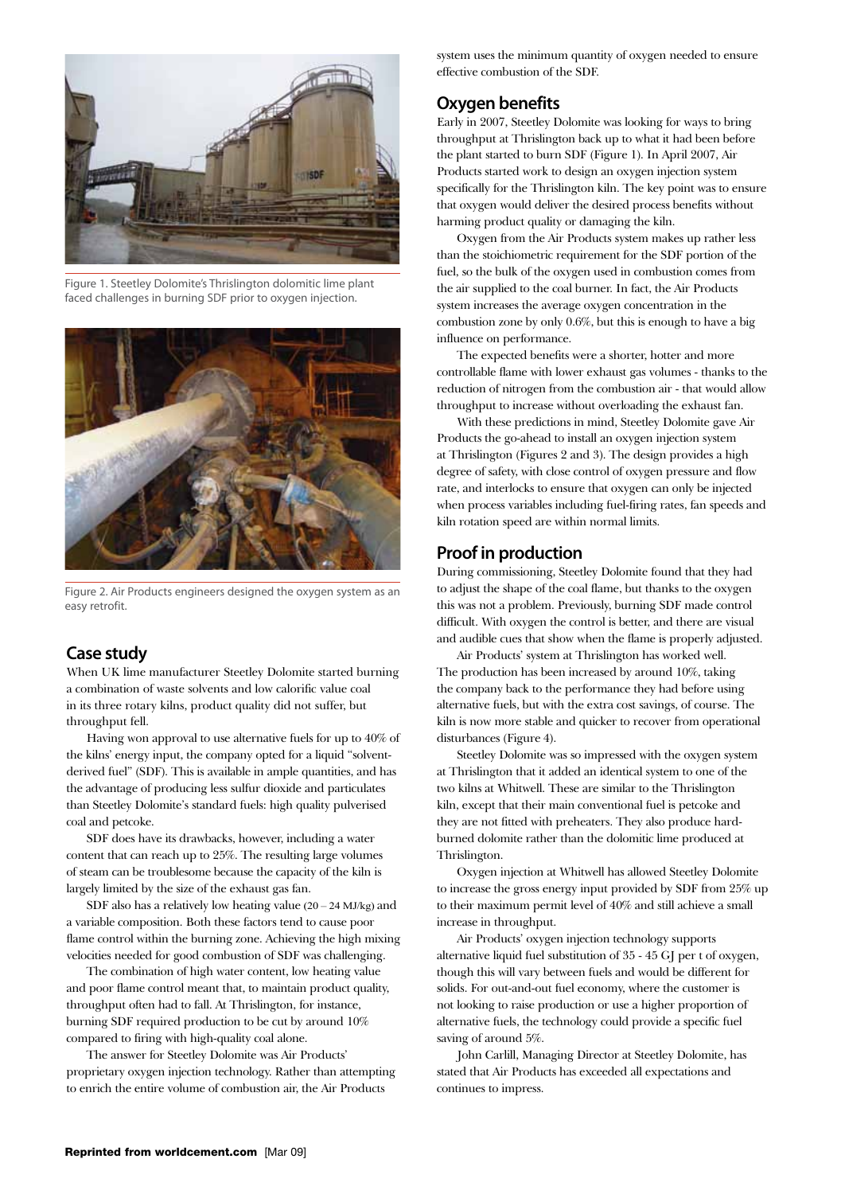Figure 1. Steetley Dolomite's Thrislington dolomitic lime plant faced challenges in burning SDF prior to oxygen injection.

Figure 2. Air Products engineers designed the oxygen system as an easy retrofit.

## Case study

When UK lime manufacturer Steetley Dolomite started burning a combination of waste solvents and low calorific value coal in its three rotary kilns, product quality did not suffer, but throughput fell.

Having won approval to use alternative fuels for up to 40% of the kilns' energy input, the company opted for a liquid "solvent-derived fuel" (SDF). This is available in ample quantities, and has the advantage of producing less sulfur dioxide and particulates than Steetley Dolomite's standard fuels: high quality pulverised coal and petcoke.

SDF does have its drawbacks, however, including a water content that can reach up to 25%. The resulting large volumes of steam can be troublesome because the capacity of the kiln is largely limited by the size of the exhaust gas fan.

SDF also has a relatively low heating value (20 – 24 MJ/kg) and a variable composition. Both these factors tend to cause poor flame control within the burning zone. Achieving the high mixing velocities needed for good combustion of SDF was challenging.

The combination of high water content, low heating value and poor flame control meant that, to maintain product quality, throughput often had to fall. At Thrislington, for instance, burning SDF required production to be cut by around 10% compared to firing with high-quality coal alone.

The answer for Steetley Dolomite was Air Products' proprietary oxygen injection technology. Rather than attempting to enrich the entire volume of combustion air, the Air Products system uses the minimum quantity of oxygen needed to ensure effective combustion of the SDF.

## Oxygen benefits

Early in 2007, Steetley Dolomite was looking for ways to bring throughput at Thrislington back up to what it had been before the plant started to burn SDF (Figure 1). In April 2007, Air Products started work to design an oxygen injection system specifically for the Thrislington kiln. The key point was to ensure that oxygen would deliver the desired process benefits without harming product quality or damaging the kiln.

Oxygen from the Air Products system makes up rather less than the stoichiometric requirement for the SDF portion of the fuel, so the bulk of the oxygen used in combustion comes from the air supplied to the coal burner. In fact, the Air Products system increases the average oxygen concentration in the combustion zone by only 0.6%, but this is enough to have a big influence on performance.

The expected benefits were a shorter, hotter and more controllable flame with lower exhaust gas volumes - thanks to the reduction of nitrogen from the combustion air - that would allow throughput to increase without overloading the exhaust fan.

With these predictions in mind, Steetley Dolomite gave Air Products the go-ahead to install an oxygen injection system at Thrislington (Figures 2 and 3). The design provides a high degree of safety, with close control of oxygen pressure and flow rate, and interlocks to ensure that oxygen can only be injected when process variables including fuel-firing rates, fan speeds and kiln rotation speed are within normal limits.

## Proof in production

During commissioning, Steetley Dolomite found that they had to adjust the shape of the coal flame, but thanks to the oxygen this was not a problem. Previously, burning SDF made control difficult. With oxygen the control is better, and there are visual and audible cues that show when the flame is properly adjusted.

Air Products' system at Thrislington has worked well. The production has been increased by around 10%, taking the company back to the performance they had before using alternative fuels, but with the extra cost savings, of course. The kiln is now more stable and quicker to recover from operational disturbances (Figure 4).

Steetley Dolomite was so impressed with the oxygen system at Thrislington that it added an identical system to one of the two kilns at Whitwell. These are similar to the Thrislington kiln, except that their main conventional fuel is petcoke and they are not fitted with preheaters. They also produce hard-burned dolomite rather than the dolomitic lime produced at Thrislington.

Oxygen injection at Whitwell has allowed Steetley Dolomite to increase the gross energy input provided by SDF from 25% up to their maximum permit level of 40% and still achieve a small increase in throughput.

Air Products' oxygen injection technology supports alternative liquid fuel substitution of 35 - 45 GJ per t of oxygen, though this will vary between fuels and would be different for solids. For out-and-out fuel economy, where the customer is not looking to raise production or use a higher proportion of alternative fuels, the technology could provide a specific fuel saving of around 5%.

John Carlill, Managing Director at Steetley Dolomite, has stated that Air Products has exceeded all expectations and continues to impress.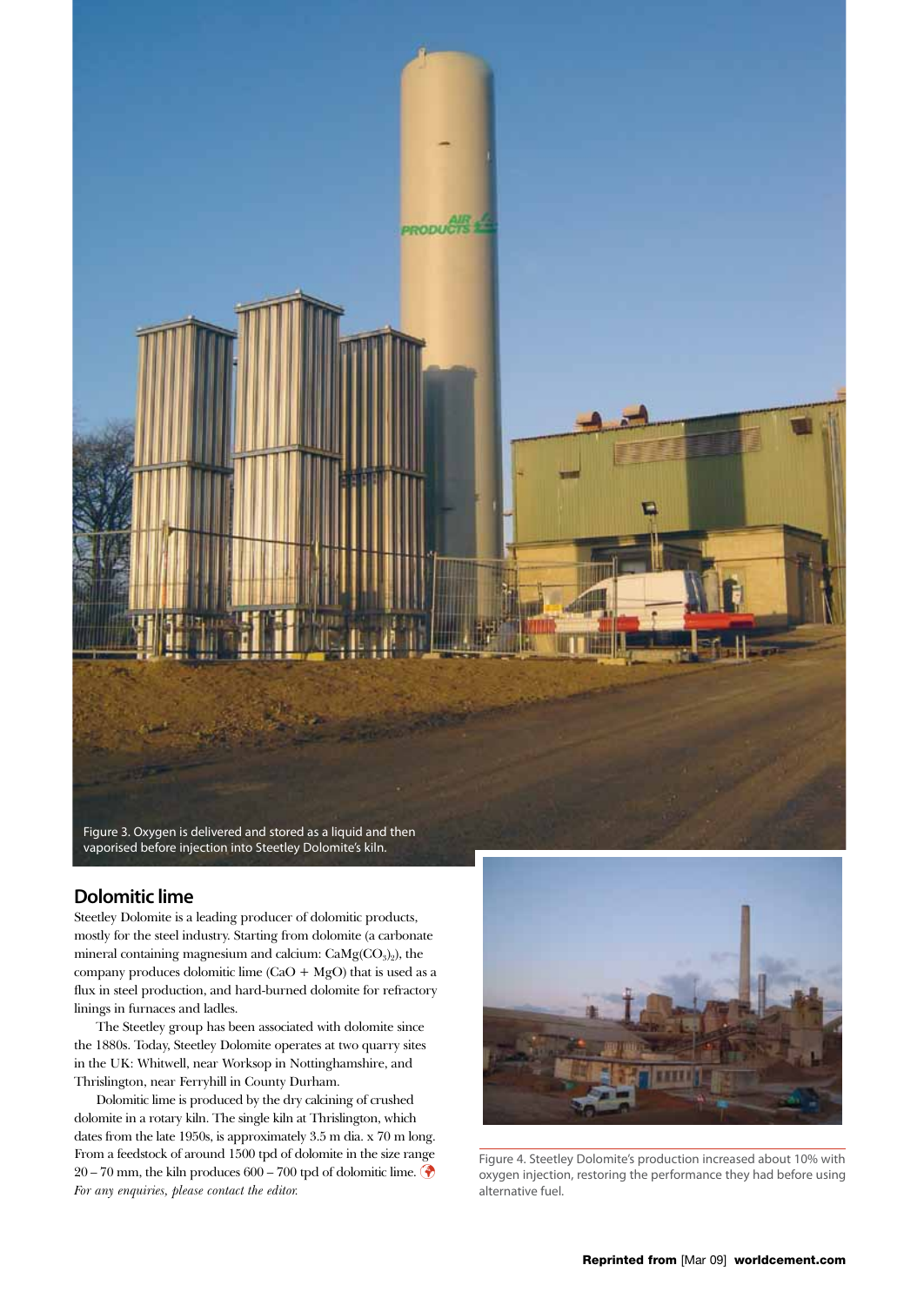Figure 3. Oxygen is delivered and stored as a liquid and then vaporised before injection into Steetley Dolomite's kiln.

## Dolomitic lime

Steetley Dolomite is a leading producer of dolomitic products, mostly for the steel industry. Starting from dolomite (a carbonate mineral containing magnesium and calcium: $CaMg(CO_3)_2$), the company produces dolomitic lime ($CaO + MgO$) that is used as a flux in steel production, and hard-burned dolomite for refractory linings in furnaces and ladles.

The Steetley group has been associated with dolomite since the 1880s. Today, Steetley Dolomite operates at two quarry sites in the UK: Whitwell, near Worksop in Nottinghamshire, and Thrislington, near Ferryhill in County Durham.

Dolomitic lime is produced by the dry calcining of crushed dolomite in a rotary kiln. The single kiln at Thrislington, which dates from the late 1950s, is approximately 3.5 m dia. x 70 m long. From a feedstock of around 1500 tpd of dolomite in the size range 20 – 70 mm, the kiln produces 600 – 700 tpd of dolomitic lime.

*For any enquiries, please contact the editor.*

Figure 4. Steetley Dolomite's production increased about 10% with oxygen injection, restoring the performance they had before using alternative fuel.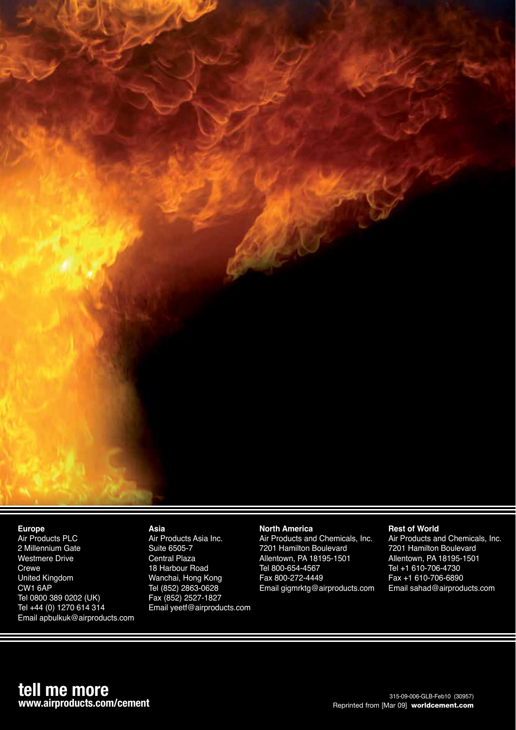**Europe**
Air Products PLC
2 Millennium Gate
Westmere Drive
Crewe
United Kingdom
CW1 6AP
Tel 0800 389 0202 (UK)
Tel +44 (0) 1270 614 314
Email apbulkuk@airproducts.com

**Asia**
Air Products Asia Inc.
Suite 6505-7
Central Plaza
18 Harbour Road
Wanchai, Hong Kong
Tel (852) 2863-0628
Fax (852) 2527-1827
Email yeetf@airproducts.com

**North America**
Air Products and Chemicals, Inc.
7201 Hamilton Boulevard
Allentown, PA 18195-1501
Tel 800-654-4567
Fax 800-272-4449
Email gigmrktg@airproducts.com

**Rest of World**
Air Products and Chemicals, Inc.
7201 Hamilton Boulevard
Allentown, PA 18195-1501
Tel +1 610-706-4730
Fax +1 610-706-6890
Email sahad@airproducts.com

**tell me more**
**www.airproducts.com/cement**

315-09-006-GLB-Feb10 (30957)
Reprinted from [Mar 09] **worldcement.com**